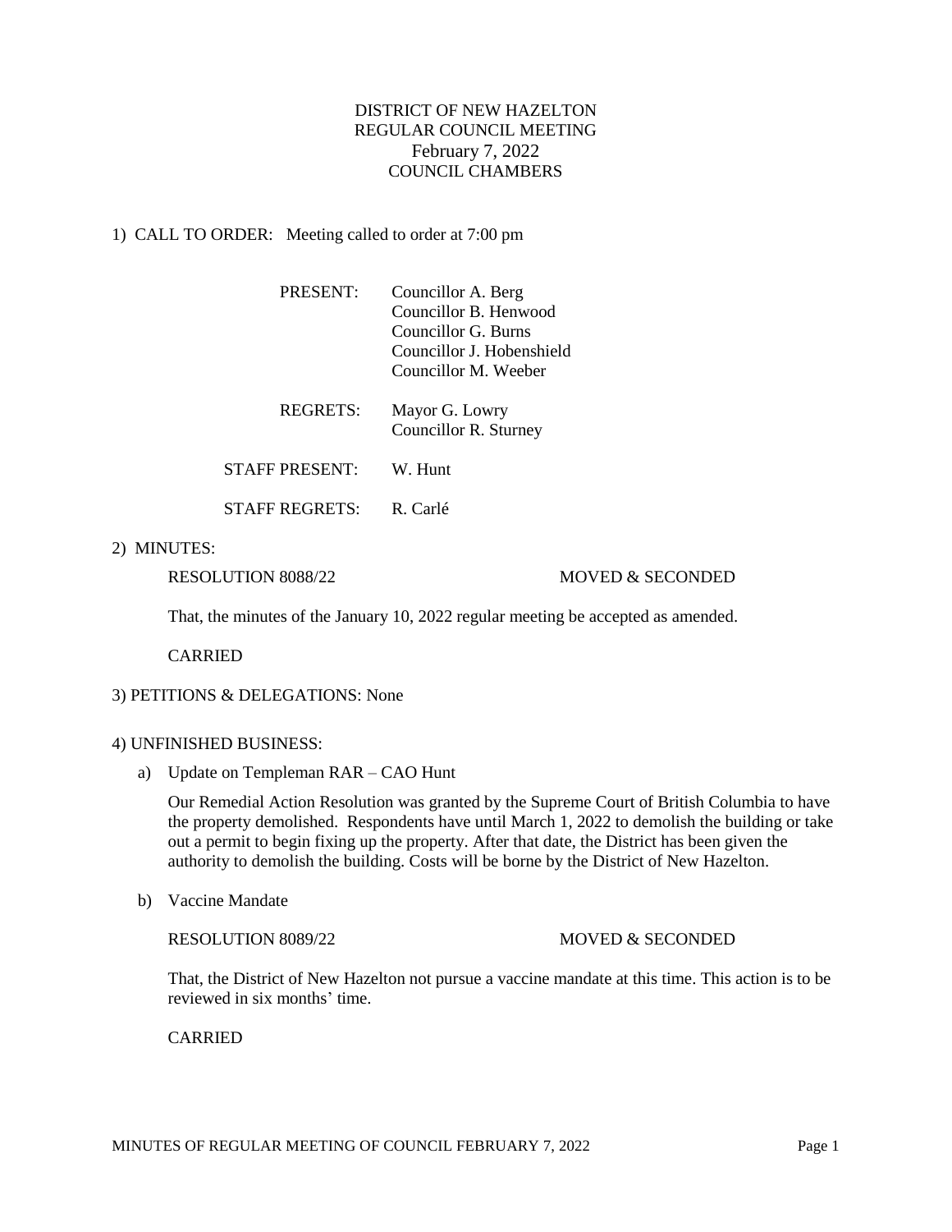# DISTRICT OF NEW HAZELTON
## REGULAR COUNCIL MEETING
## February 7, 2022
## COUNCIL CHAMBERS

1) CALL TO ORDER: Meeting called to order at 7:00 pm

| | |
|---|---|
| PRESENT: | Councillor A. Berg<br>Councillor B. Henwood<br>Councillor G. Burns<br>Councillor J. Hobenshield<br>Councillor M. Weeber |
| REGRETS: | Mayor G. Lowry<br>Councillor R. Sturney |
| STAFF PRESENT: | W. Hunt |
| STAFF REGRETS: | R. Carlé |

2) MINUTES:

RESOLUTION 8088/22 MOVED & SECONDED

That, the minutes of the January 10, 2022 regular meeting be accepted as amended.

CARRIED

3) PETITIONS & DELEGATIONS: None

4) UNFINISHED BUSINESS:

a) Update on Templeman RAR – CAO Hunt

Our Remedial Action Resolution was granted by the Supreme Court of British Columbia to have the property demolished. Respondents have until March 1, 2022 to demolish the building or take out a permit to begin fixing up the property. After that date, the District has been given the authority to demolish the building. Costs will be borne by the District of New Hazelton.

b) Vaccine Mandate

RESOLUTION 8089/22 MOVED & SECONDED

That, the District of New Hazelton not pursue a vaccine mandate at this time. This action is to be reviewed in six months' time.

CARRIED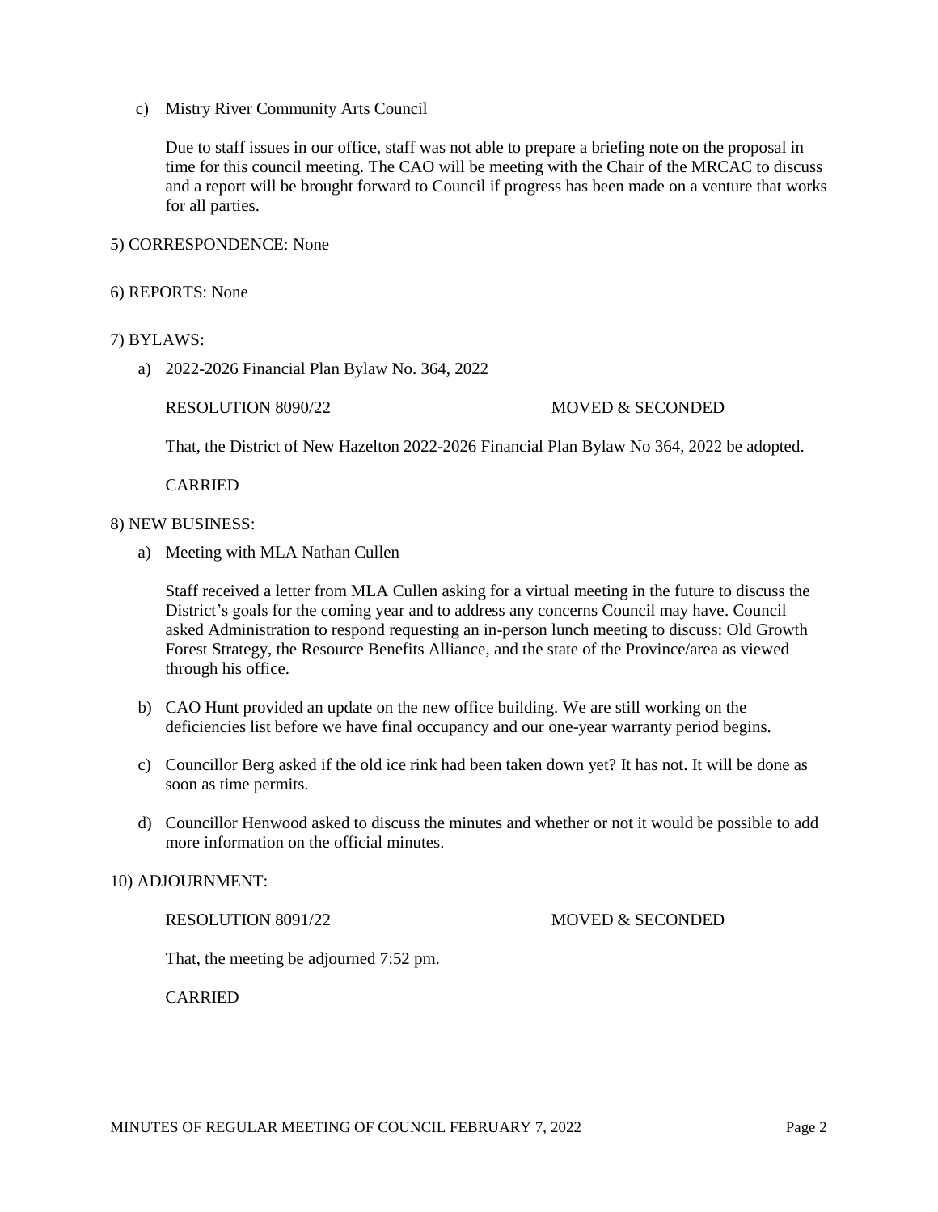c) Mistry River Community Arts Council

Due to staff issues in our office, staff was not able to prepare a briefing note on the proposal in time for this council meeting. The CAO will be meeting with the Chair of the MRCAC to discuss and a report will be brought forward to Council if progress has been made on a venture that works for all parties.

5) CORRESPONDENCE: None

6) REPORTS: None

7) BYLAWS:

a) 2022-2026 Financial Plan Bylaw No. 364, 2022

RESOLUTION 8090/22 MOVED & SECONDED

That, the District of New Hazelton 2022-2026 Financial Plan Bylaw No 364, 2022 be adopted.

CARRIED

8) NEW BUSINESS:

a) Meeting with MLA Nathan Cullen

Staff received a letter from MLA Cullen asking for a virtual meeting in the future to discuss the District's goals for the coming year and to address any concerns Council may have. Council asked Administration to respond requesting an in-person lunch meeting to discuss: Old Growth Forest Strategy, the Resource Benefits Alliance, and the state of the Province/area as viewed through his office.

b) CAO Hunt provided an update on the new office building. We are still working on the deficiencies list before we have final occupancy and our one-year warranty period begins.

c) Councillor Berg asked if the old ice rink had been taken down yet? It has not. It will be done as soon as time permits.

d) Councillor Henwood asked to discuss the minutes and whether or not it would be possible to add more information on the official minutes.

10) ADJOURNMENT:

RESOLUTION 8091/22 MOVED & SECONDED

That, the meeting be adjourned 7:52 pm.

CARRIED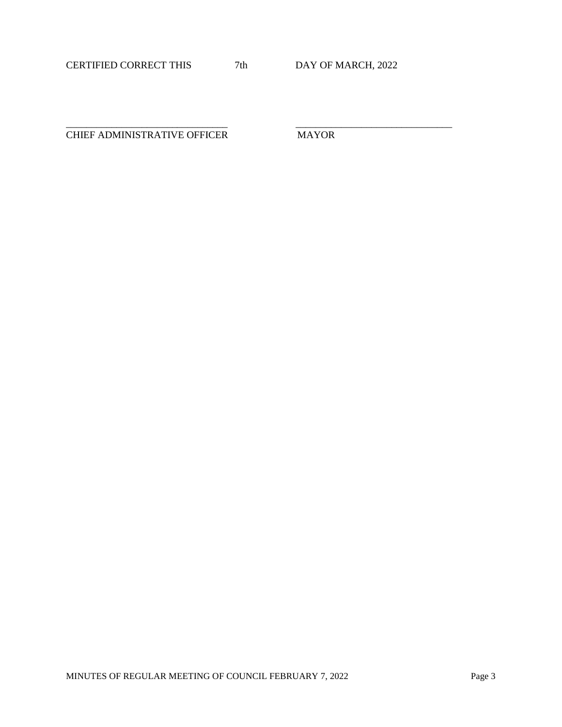CERTIFIED CORRECT THIS 7th DAY OF MARCH, 2022

_______________________________ _______________________________

CHIEF ADMINISTRATIVE OFFICER MAYOR